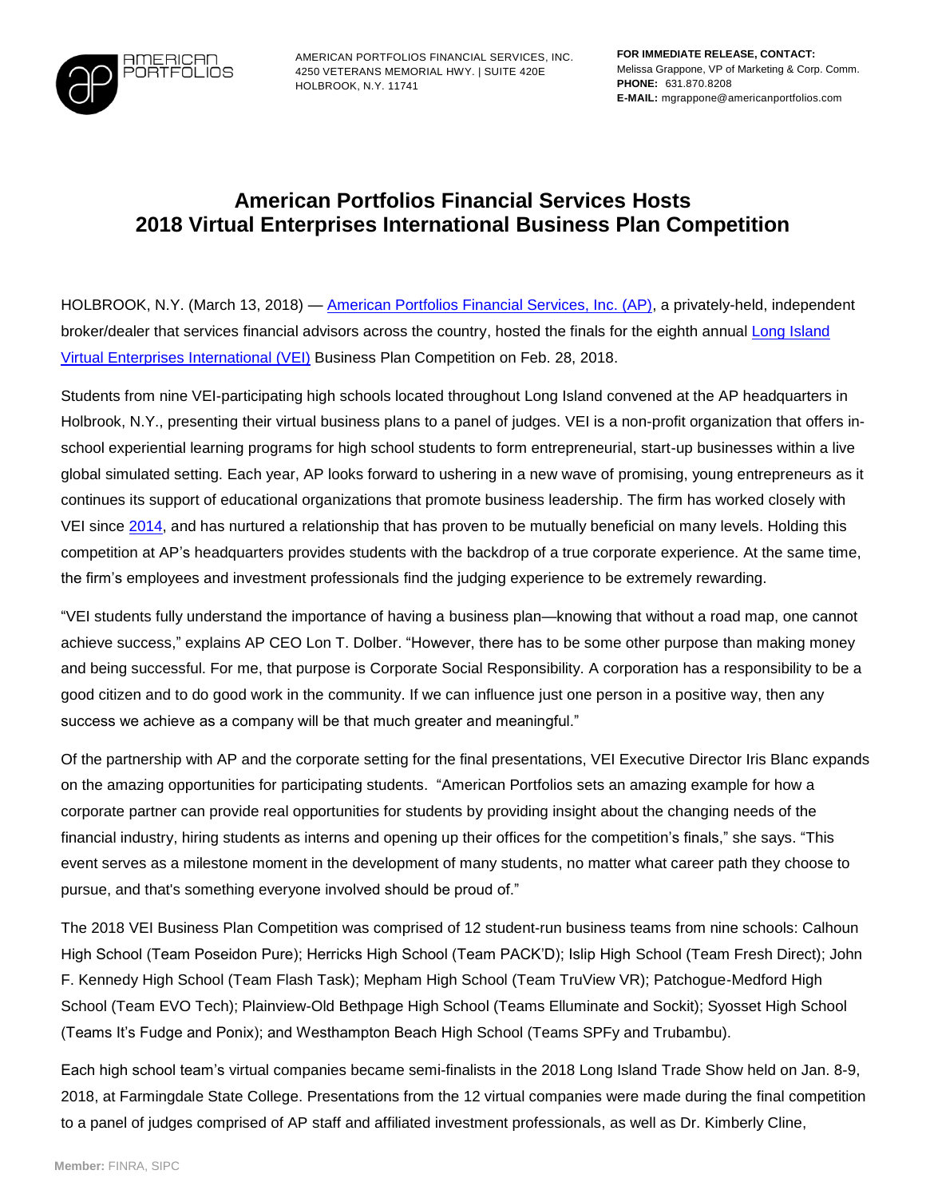AMERICAN PORTFOLIOS

AMERICAN PORTFOLIOS FINANCIAL SERVICES, INC.
4250 VETERANS MEMORIAL HWY. | SUITE 420E
HOLBROOK, N.Y. 11741

**FOR IMMEDIATE RELEASE, CONTACT:**
Melissa Grappone, VP of Marketing & Corp. Comm.
**PHONE:** 631.870.8208
**E-MAIL:** mgrappone@americanportfolios.com

# American Portfolios Financial Services Hosts 2018 Virtual Enterprises International Business Plan Competition

HOLBROOK, N.Y. (March 13, 2018) — American Portfolios Financial Services, Inc. (AP), a privately-held, independent broker/dealer that services financial advisors across the country, hosted the finals for the eighth annual Long Island Virtual Enterprises International (VEI) Business Plan Competition on Feb. 28, 2018.

Students from nine VEI-participating high schools located throughout Long Island convened at the AP headquarters in Holbrook, N.Y., presenting their virtual business plans to a panel of judges. VEI is a non-profit organization that offers in-school experiential learning programs for high school students to form entrepreneurial, start-up businesses within a live global simulated setting. Each year, AP looks forward to ushering in a new wave of promising, young entrepreneurs as it continues its support of educational organizations that promote business leadership. The firm has worked closely with VEI since 2014, and has nurtured a relationship that has proven to be mutually beneficial on many levels. Holding this competition at AP's headquarters provides students with the backdrop of a true corporate experience. At the same time, the firm's employees and investment professionals find the judging experience to be extremely rewarding.

"VEI students fully understand the importance of having a business plan—knowing that without a road map, one cannot achieve success," explains AP CEO Lon T. Dolber. "However, there has to be some other purpose than making money and being successful. For me, that purpose is Corporate Social Responsibility. A corporation has a responsibility to be a good citizen and to do good work in the community. If we can influence just one person in a positive way, then any success we achieve as a company will be that much greater and meaningful."

Of the partnership with AP and the corporate setting for the final presentations, VEI Executive Director Iris Blanc expands on the amazing opportunities for participating students. "American Portfolios sets an amazing example for how a corporate partner can provide real opportunities for students by providing insight about the changing needs of the financial industry, hiring students as interns and opening up their offices for the competition's finals," she says. "This event serves as a milestone moment in the development of many students, no matter what career path they choose to pursue, and that's something everyone involved should be proud of."

The 2018 VEI Business Plan Competition was comprised of 12 student-run business teams from nine schools: Calhoun High School (Team Poseidon Pure); Herricks High School (Team PACK'D); Islip High School (Team Fresh Direct); John F. Kennedy High School (Team Flash Task); Mepham High School (Team TruView VR); Patchogue-Medford High School (Team EVO Tech); Plainview-Old Bethpage High School (Teams Elluminate and Sockit); Syosset High School (Teams It's Fudge and Ponix); and Westhampton Beach High School (Teams SPFy and Trubambu).

Each high school team's virtual companies became semi-finalists in the 2018 Long Island Trade Show held on Jan. 8-9, 2018, at Farmingdale State College. Presentations from the 12 virtual companies were made during the final competition to a panel of judges comprised of AP staff and affiliated investment professionals, as well as Dr. Kimberly Cline,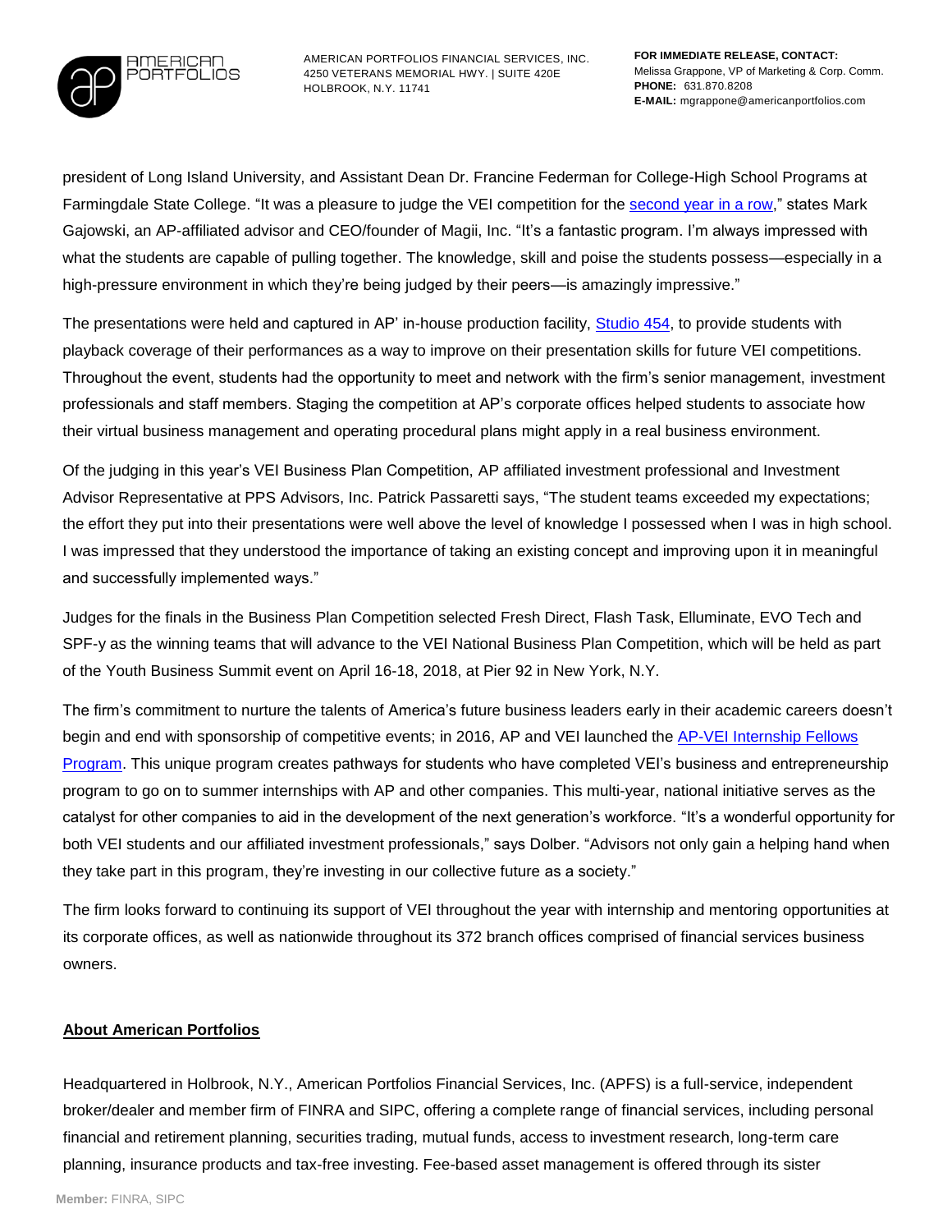president of Long Island University, and Assistant Dean Dr. Francine Federman for College-High School Programs at Farmingdale State College. "It was a pleasure to judge the VEI competition for the second year in a row," states Mark Gajowski, an AP-affiliated advisor and CEO/founder of Magii, Inc. "It's a fantastic program. I'm always impressed with what the students are capable of pulling together. The knowledge, skill and poise the students possess—especially in a high-pressure environment in which they're being judged by their peers—is amazingly impressive."

The presentations were held and captured in AP' in-house production facility, Studio 454, to provide students with playback coverage of their performances as a way to improve on their presentation skills for future VEI competitions. Throughout the event, students had the opportunity to meet and network with the firm's senior management, investment professionals and staff members. Staging the competition at AP's corporate offices helped students to associate how their virtual business management and operating procedural plans might apply in a real business environment.

Of the judging in this year's VEI Business Plan Competition, AP affiliated investment professional and Investment Advisor Representative at PPS Advisors, Inc. Patrick Passaretti says, "The student teams exceeded my expectations; the effort they put into their presentations were well above the level of knowledge I possessed when I was in high school. I was impressed that they understood the importance of taking an existing concept and improving upon it in meaningful and successfully implemented ways."

Judges for the finals in the Business Plan Competition selected Fresh Direct, Flash Task, Elluminate, EVO Tech and SPF-y as the winning teams that will advance to the VEI National Business Plan Competition, which will be held as part of the Youth Business Summit event on April 16-18, 2018, at Pier 92 in New York, N.Y.

The firm's commitment to nurture the talents of America's future business leaders early in their academic careers doesn't begin and end with sponsorship of competitive events; in 2016, AP and VEI launched the AP-VEI Internship Fellows Program. This unique program creates pathways for students who have completed VEI's business and entrepreneurship program to go on to summer internships with AP and other companies. This multi-year, national initiative serves as the catalyst for other companies to aid in the development of the next generation's workforce. "It's a wonderful opportunity for both VEI students and our affiliated investment professionals," says Dolber. "Advisors not only gain a helping hand when they take part in this program, they're investing in our collective future as a society."

The firm looks forward to continuing its support of VEI throughout the year with internship and mentoring opportunities at its corporate offices, as well as nationwide throughout its 372 branch offices comprised of financial services business owners.

## About American Portfolios

Headquartered in Holbrook, N.Y., American Portfolios Financial Services, Inc. (APFS) is a full-service, independent broker/dealer and member firm of FINRA and SIPC, offering a complete range of financial services, including personal financial and retirement planning, securities trading, mutual funds, access to investment research, long-term care planning, insurance products and tax-free investing. Fee-based asset management is offered through its sister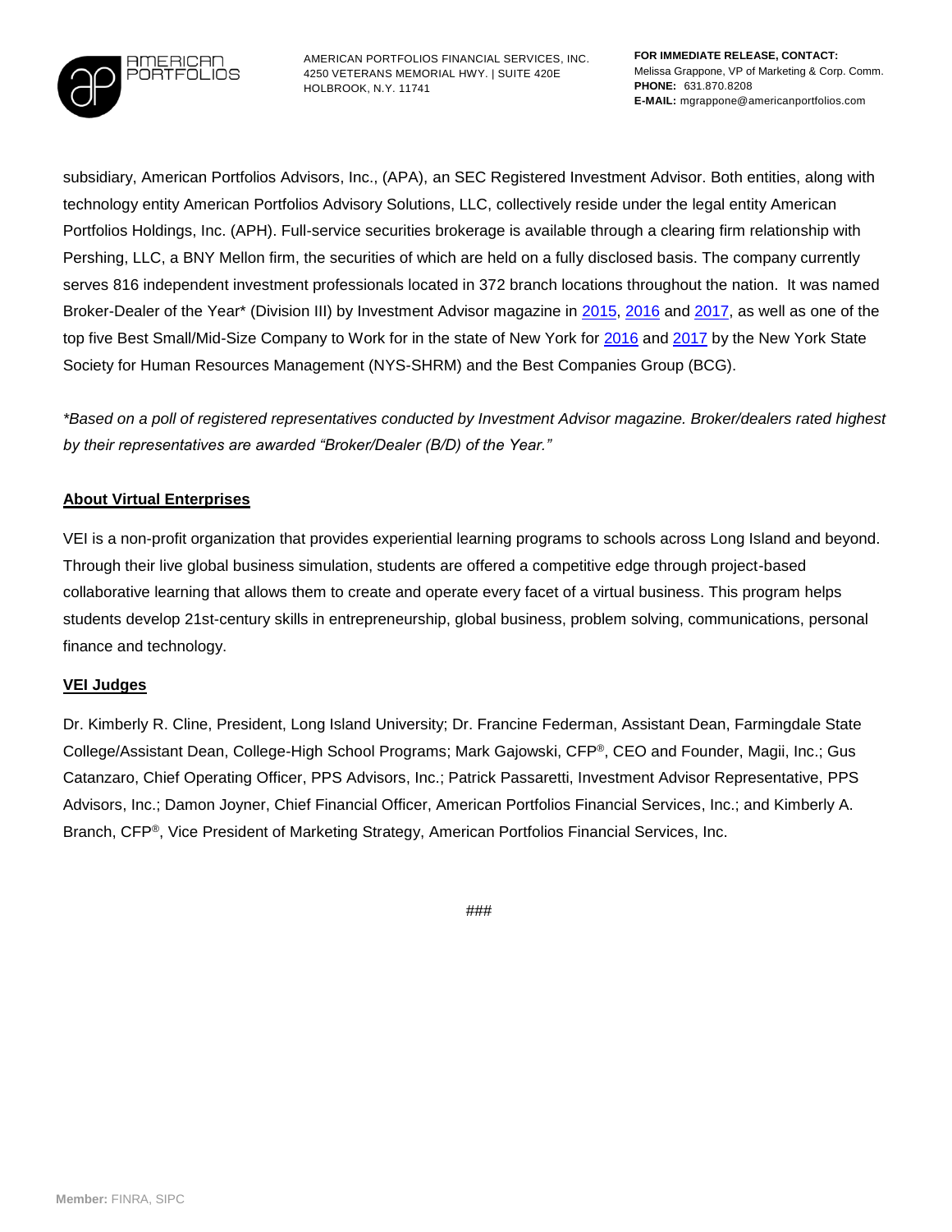subsidiary, American Portfolios Advisors, Inc., (APA), an SEC Registered Investment Advisor. Both entities, along with technology entity American Portfolios Advisory Solutions, LLC, collectively reside under the legal entity American Portfolios Holdings, Inc. (APH). Full-service securities brokerage is available through a clearing firm relationship with Pershing, LLC, a BNY Mellon firm, the securities of which are held on a fully disclosed basis. The company currently serves 816 independent investment professionals located in 372 branch locations throughout the nation. It was named Broker-Dealer of the Year* (Division III) by Investment Advisor magazine in 2015, 2016 and 2017, as well as one of the top five Best Small/Mid-Size Company to Work for in the state of New York for 2016 and 2017 by the New York State Society for Human Resources Management (NYS-SHRM) and the Best Companies Group (BCG).

*\*Based on a poll of registered representatives conducted by Investment Advisor magazine. Broker/dealers rated highest by their representatives are awarded "Broker/Dealer (B/D) of the Year."*

**About Virtual Enterprises**

VEI is a non-profit organization that provides experiential learning programs to schools across Long Island and beyond. Through their live global business simulation, students are offered a competitive edge through project-based collaborative learning that allows them to create and operate every facet of a virtual business. This program helps students develop 21st-century skills in entrepreneurship, global business, problem solving, communications, personal finance and technology.

**VEI Judges**

Dr. Kimberly R. Cline, President, Long Island University; Dr. Francine Federman, Assistant Dean, Farmingdale State College/Assistant Dean, College-High School Programs; Mark Gajowski, CFP®, CEO and Founder, Magii, Inc.; Gus Catanzaro, Chief Operating Officer, PPS Advisors, Inc.; Patrick Passaretti, Investment Advisor Representative, PPS Advisors, Inc.; Damon Joyner, Chief Financial Officer, American Portfolios Financial Services, Inc.; and Kimberly A. Branch, CFP®, Vice President of Marketing Strategy, American Portfolios Financial Services, Inc.

###